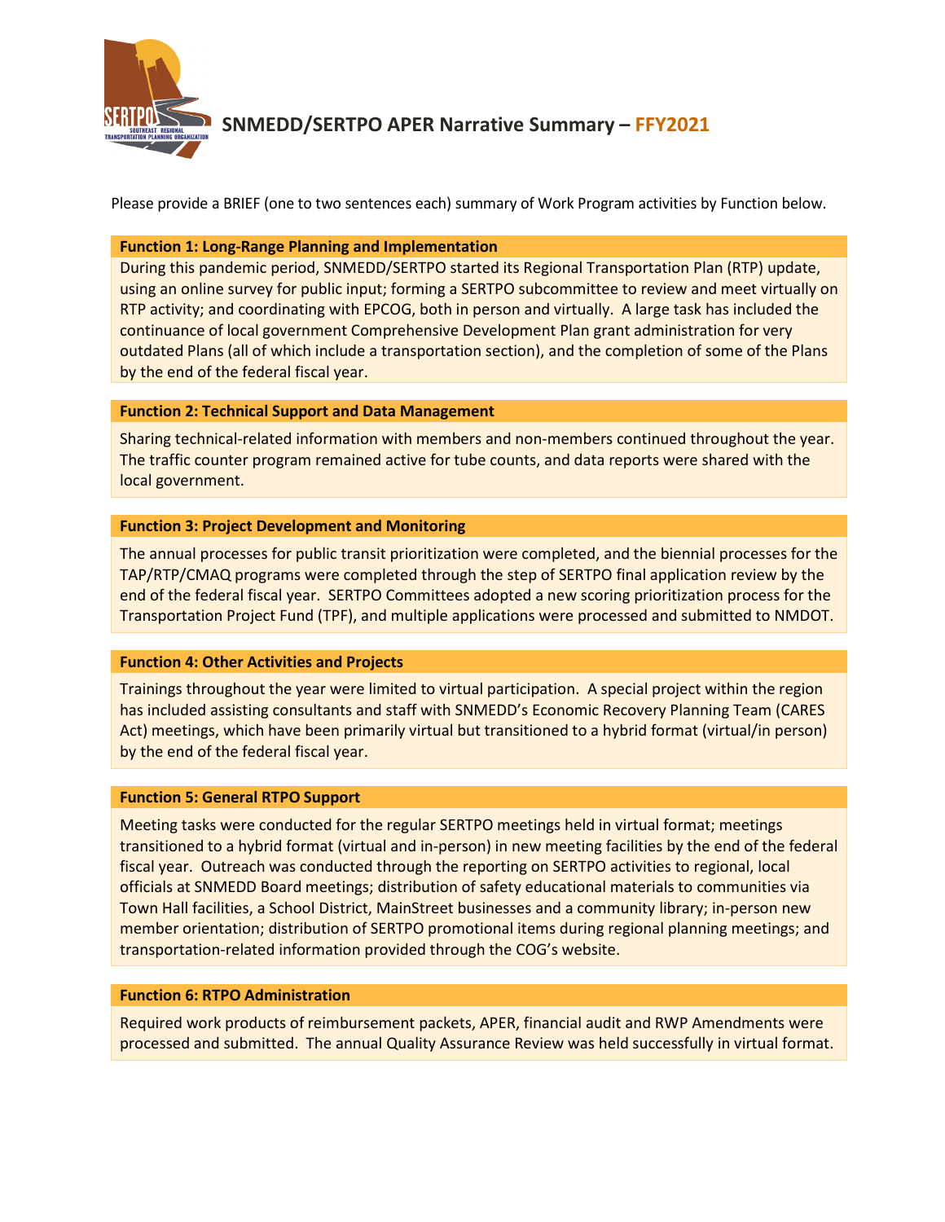# SNMEDD/SERTPO APER Narrative Summary – FFY2021

Please provide a BRIEF (one to two sentences each) summary of Work Program activities by Function below.

**Function 1: Long-Range Planning and Implementation**

During this pandemic period, SNMEDD/SERTPO started its Regional Transportation Plan (RTP) update, using an online survey for public input; forming a SERTPO subcommittee to review and meet virtually on RTP activity; and coordinating with EPCOG, both in person and virtually. A large task has included the continuance of local government Comprehensive Development Plan grant administration for very outdated Plans (all of which include a transportation section), and the completion of some of the Plans by the end of the federal fiscal year.

**Function 2: Technical Support and Data Management**

Sharing technical-related information with members and non-members continued throughout the year. The traffic counter program remained active for tube counts, and data reports were shared with the local government.

**Function 3: Project Development and Monitoring**

The annual processes for public transit prioritization were completed, and the biennial processes for the TAP/RTP/CMAQ programs were completed through the step of SERTPO final application review by the end of the federal fiscal year. SERTPO Committees adopted a new scoring prioritization process for the Transportation Project Fund (TPF), and multiple applications were processed and submitted to NMDOT.

**Function 4: Other Activities and Projects**

Trainings throughout the year were limited to virtual participation. A special project within the region has included assisting consultants and staff with SNMEDD's Economic Recovery Planning Team (CARES Act) meetings, which have been primarily virtual but transitioned to a hybrid format (virtual/in person) by the end of the federal fiscal year.

**Function 5: General RTPO Support**

Meeting tasks were conducted for the regular SERTPO meetings held in virtual format; meetings transitioned to a hybrid format (virtual and in-person) in new meeting facilities by the end of the federal fiscal year. Outreach was conducted through the reporting on SERTPO activities to regional, local officials at SNMEDD Board meetings; distribution of safety educational materials to communities via Town Hall facilities, a School District, MainStreet businesses and a community library; in-person new member orientation; distribution of SERTPO promotional items during regional planning meetings; and transportation-related information provided through the COG's website.

**Function 6: RTPO Administration**

Required work products of reimbursement packets, APER, financial audit and RWP Amendments were processed and submitted. The annual Quality Assurance Review was held successfully in virtual format.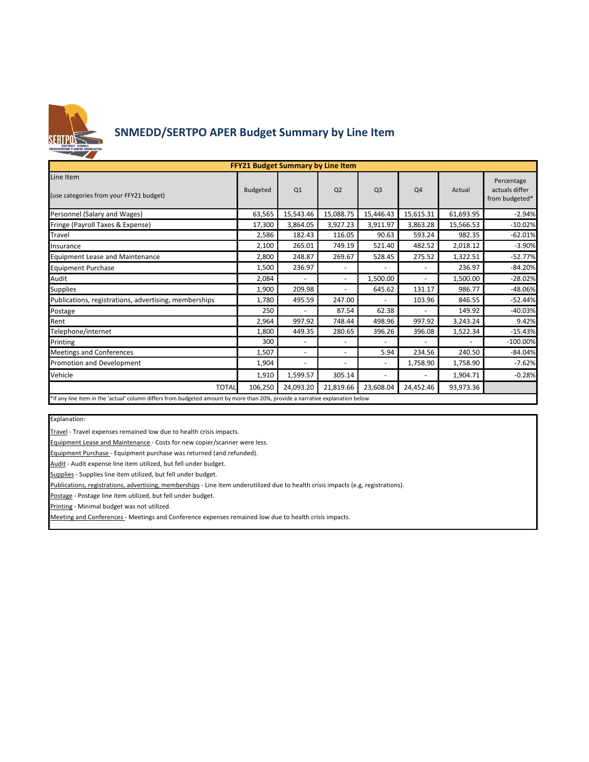# SNMEDD/SERTPO APER Budget Summary by Line Item

| FFY21 Budget Summary by Line Item | | | | | | | |
|---|---|---|---|---|---|---|---|
| Line Item (use categories from your FFY21 budget) | Budgeted | Q1 | Q2 | Q3 | Q4 | Actual | Percentage actuals differ from budgeted* |
| Personnel (Salary and Wages) | 63,565 | 15,543.46 | 15,088.75 | 15,446.43 | 15,615.31 | 61,693.95 | -2.94% |
| Fringe (Payroll Taxes & Expense) | 17,300 | 3,864.05 | 3,927.23 | 3,911.97 | 3,863.28 | 15,566.53 | -10.02% |
| Travel | 2,586 | 182.43 | 116.05 | 90.63 | 593.24 | 982.35 | -62.01% |
| Insurance | 2,100 | 265.01 | 749.19 | 521.40 | 482.52 | 2,018.12 | -3.90% |
| Equipment Lease and Maintenance | 2,800 | 248.87 | 269.67 | 528.45 | 275.52 | 1,322.51 | -52.77% |
| Equipment Purchase | 1,500 | 236.97 | - | - | - | 236.97 | -84.20% |
| Audit | 2,084 | - | - | 1,500.00 | - | 1,500.00 | -28.02% |
| Supplies | 1,900 | 209.98 | - | 645.62 | 131.17 | 986.77 | -48.06% |
| Publications, registrations, advertising, memberships | 1,780 | 495.59 | 247.00 | - | 103.96 | 846.55 | -52.44% |
| Postage | 250 | - | 87.54 | 62.38 | - | 149.92 | -40.03% |
| Rent | 2,964 | 997.92 | 748.44 | 498.96 | 997.92 | 3,243.24 | 9.42% |
| Telephone/internet | 1,800 | 449.35 | 280.65 | 396.26 | 396.08 | 1,522.34 | -15.43% |
| Printing | 300 | - | - | - | - | - | -100.00% |
| Meetings and Conferences | 1,507 | - | - | 5.94 | 234.56 | 240.50 | -84.04% |
| Promotion and Development | 1,904 | - | - | - | 1,758.90 | 1,758.90 | -7.62% |
| Vehicle | 1,910 | 1,599.57 | 305.14 | - | - | 1,904.71 | -0.28% |
| TOTAL | 106,250 | 24,093.20 | 21,819.66 | 23,608.04 | 24,452.46 | 93,973.36 | |

*if any line item in the 'actual' column differs from budgeted amount by more than 20%, provide a narrative explanation below

Explanation:

Travel - Travel expenses remained low due to health crisis impacts.

Equipment Lease and Maintenance - Costs for new copier/scanner were less.

Equipment Purchase - Equipment purchase was returned (and refunded).

Audit - Audit expense line item utilized, but fell under budget.

Supplies - Supplies line item utilized, but fell under budget.

Publications, registrations, advertising, memberships - Line item underutilized due to health crisis impacts (e.g, registrations).

Postage - Postage line item utilized, but fell under budget.

Printing - Minimal budget was not utilized.

Meeting and Conferences - Meetings and Conference expenses remained low due to health crisis impacts.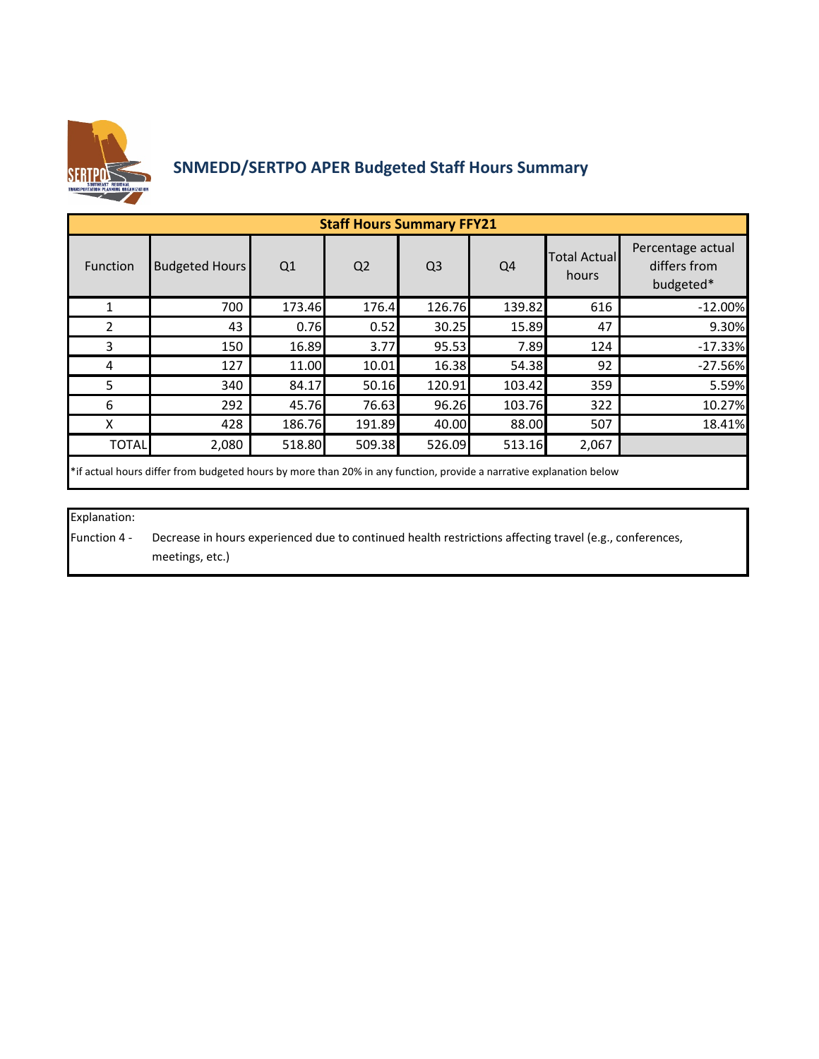## SNMEDD/SERTPO APER Budgeted Staff Hours Summary

**Staff Hours Summary FFY21**

| Function | Budgeted Hours | Q1 | Q2 | Q3 | Q4 | Total Actual hours | Percentage actual differs from budgeted* |
|---|---|---|---|---|---|---|---|
| 1 | 700 | 173.46 | 176.4 | 126.76 | 139.82 | 616 | -12.00% |
| 2 | 43 | 0.76 | 0.52 | 30.25 | 15.89 | 47 | 9.30% |
| 3 | 150 | 16.89 | 3.77 | 95.53 | 7.89 | 124 | -17.33% |
| 4 | 127 | 11.00 | 10.01 | 16.38 | 54.38 | 92 | -27.56% |
| 5 | 340 | 84.17 | 50.16 | 120.91 | 103.42 | 359 | 5.59% |
| 6 | 292 | 45.76 | 76.63 | 96.26 | 103.76 | 322 | 10.27% |
| X | 428 | 186.76 | 191.89 | 40.00 | 88.00 | 507 | 18.41% |
| TOTAL | 2,080 | 518.80 | 509.38 | 526.09 | 513.16 | 2,067 | |

*if actual hours differ from budgeted hours by more than 20% in any function, provide a narrative explanation below

Explanation:

Function 4 - Decrease in hours experienced due to continued health restrictions affecting travel (e.g., conferences, meetings, etc.)